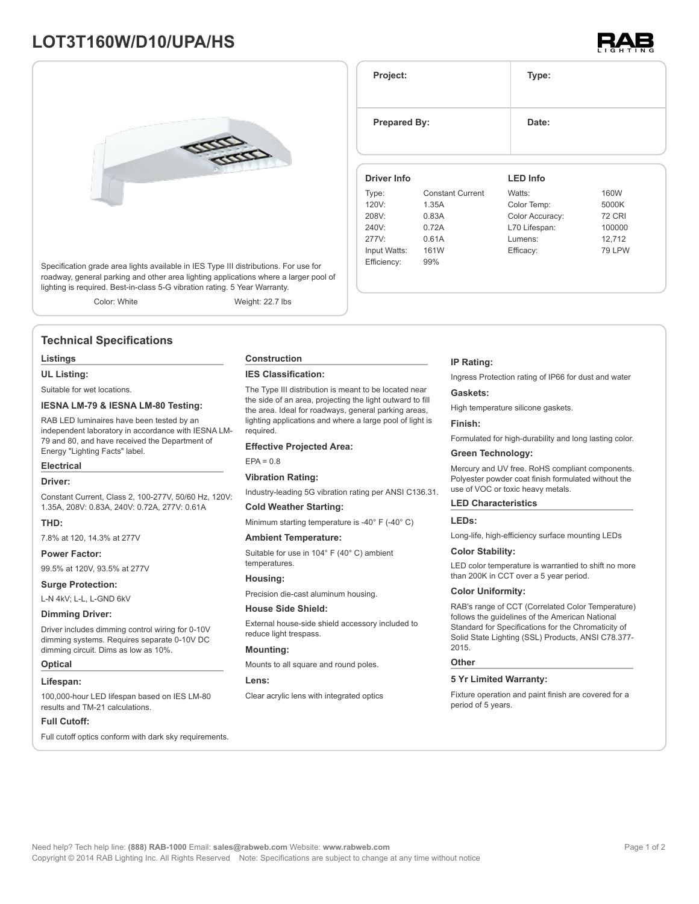# LOT3T160W/D10/UPA/HS

| Project: | Type: |
| --- | --- |
| Prepared By: | Date: |

Specification grade area lights available in IES Type III distributions. For use for roadway, general parking and other area lighting applications where a larger pool of lighting is required. Best-in-class 5-G vibration rating. 5 Year Warranty.

Color: White    Weight: 22.7 lbs

| Driver Info | | LED Info | |
| --- | --- | --- | --- |
| Type: | Constant Current | Watts: | 160W |
| 120V: | 1.35A | Color Temp: | 5000K |
| 208V: | 0.83A | Color Accuracy: | 72 CRI |
| 240V: | 0.72A | L70 Lifespan: | 100000 |
| 277V: | 0.61A | Lumens: | 12,712 |
| Input Watts: | 161W | Efficacy: | 79 LPW |
| Efficiency: | 99% | | |

## Technical Specifications

### Listings

**UL Listing:**

Suitable for wet locations.

**IESNA LM-79 & IESNA LM-80 Testing:**

RAB LED luminaires have been tested by an independent laboratory in accordance with IESNA LM-79 and 80, and have received the Department of Energy "Lighting Facts" label.

### Electrical

**Driver:**

Constant Current, Class 2, 100-277V, 50/60 Hz, 120V: 1.35A, 208V: 0.83A, 240V: 0.72A, 277V: 0.61A

**THD:**

7.8% at 120, 14.3% at 277V

**Power Factor:**

99.5% at 120V, 93.5% at 277V

**Surge Protection:**

L-N 4kV; L-L, L-GND 6kV

**Dimming Driver:**

Driver includes dimming control wiring for 0-10V dimming systems. Requires separate 0-10V DC dimming circuit. Dims as low as 10%.

### Optical

**Lifespan:**

100,000-hour LED lifespan based on IES LM-80 results and TM-21 calculations.

**Full Cutoff:**

Full cutoff optics conform with dark sky requirements.

### Construction

**IES Classification:**

The Type III distribution is meant to be located near the side of an area, projecting the light outward to fill the area. Ideal for roadways, general parking areas, lighting applications and where a large pool of light is required.

**Effective Projected Area:**

EPA = 0.8

**Vibration Rating:**

Industry-leading 5G vibration rating per ANSI C136.31.

**Cold Weather Starting:**

Minimum starting temperature is -40° F (-40° C)

**Ambient Temperature:**

Suitable for use in 104° F (40° C) ambient temperatures.

**Housing:**

Precision die-cast aluminum housing.

**House Side Shield:**

External house-side shield accessory included to reduce light trespass.

**Mounting:**

Mounts to all square and round poles.

**Lens:**

Clear acrylic lens with integrated optics

**IP Rating:**

Ingress Protection rating of IP66 for dust and water

**Gaskets:**

High temperature silicone gaskets.

**Finish:**

Formulated for high-durability and long lasting color.

**Green Technology:**

Mercury and UV free. RoHS compliant components. Polyester powder coat finish formulated without the use of VOC or toxic heavy metals.

### LED Characteristics

**LEDs:**

Long-life, high-efficiency surface mounting LEDs

**Color Stability:**

LED color temperature is warrantied to shift no more than 200K in CCT over a 5 year period.

**Color Uniformity:**

RAB's range of CCT (Correlated Color Temperature) follows the guidelines of the American National Standard for Specifications for the Chromaticity of Solid State Lighting (SSL) Products, ANSI C78.377-2015.

### Other

**5 Yr Limited Warranty:**

Fixture operation and paint finish are covered for a period of 5 years.

Need help? Tech help line: **(888) RAB-1000** Email: **sales@rabweb.com** Website: **www.rabweb.com**
Copyright © 2014 RAB Lighting Inc. All Rights Reserved   Note: Specifications are subject to change at any time without notice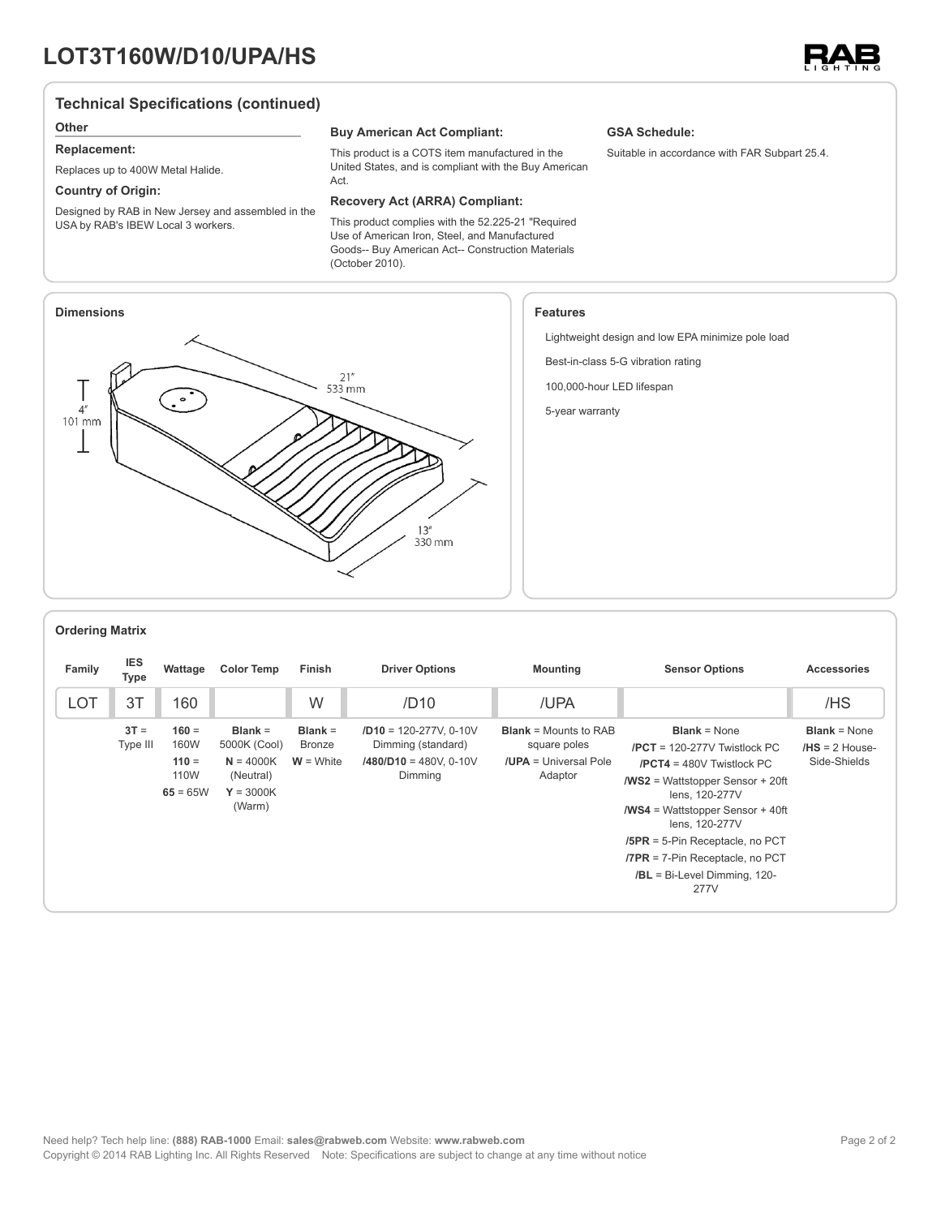# LOT3T160W/D10/UPA/HS

## Technical Specifications (continued)

### Other

**Replacement:**

Replaces up to 400W Metal Halide.

**Country of Origin:**

Designed by RAB in New Jersey and assembled in the USA by RAB's IBEW Local 3 workers.

**Buy American Act Compliant:**

This product is a COTS item manufactured in the United States, and is compliant with the Buy American Act.

**Recovery Act (ARRA) Compliant:**

This product complies with the 52.225-21 "Required Use of American Iron, Steel, and Manufactured Goods-- Buy American Act-- Construction Materials (October 2010).

**GSA Schedule:**

Suitable in accordance with FAR Subpart 25.4.

## Dimensions

4" 101 mm

21" 533 mm

13" 330 mm

## Features

Lightweight design and low EPA minimize pole load

Best-in-class 5-G vibration rating

100,000-hour LED lifespan

5-year warranty

## Ordering Matrix

| Family | IES Type | Wattage | Color Temp | Finish | Driver Options | Mounting | Sensor Options | Accessories |
|---|---|---|---|---|---|---|---|---|
| LOT | 3T | 160 | | W | /D10 | /UPA | | /HS |
| | **3T** = Type III | **160** = 160W<br>**110** = 110W<br>**65** = 65W | **Blank** = 5000K (Cool)<br>**N** = 4000K (Neutral)<br>**Y** = 3000K (Warm) | **Blank** = Bronze<br>**W** = White | **/D10** = 120-277V, 0-10V Dimming (standard)<br>**/480/D10** = 480V, 0-10V Dimming | **Blank** = Mounts to RAB square poles<br>**/UPA** = Universal Pole Adaptor | **Blank** = None<br>**/PCT** = 120-277V Twistlock PC<br>**/PCT4** = 480V Twistlock PC<br>**/WS2** = Wattstopper Sensor + 20ft lens, 120-277V<br>**/WS4** = Wattstopper Sensor + 40ft lens, 120-277V<br>**/5PR** = 5-Pin Receptacle, no PCT<br>**/7PR** = 7-Pin Receptacle, no PCT<br>**/BL** = Bi-Level Dimming, 120-277V | **Blank** = None<br>**/HS** = 2 House-Side-Shields |

Need help? Tech help line: **(888) RAB-1000** Email: **sales@rabweb.com** Website: **www.rabweb.com**
Copyright © 2014 RAB Lighting Inc. All Rights Reserved Note: Specifications are subject to change at any time without notice